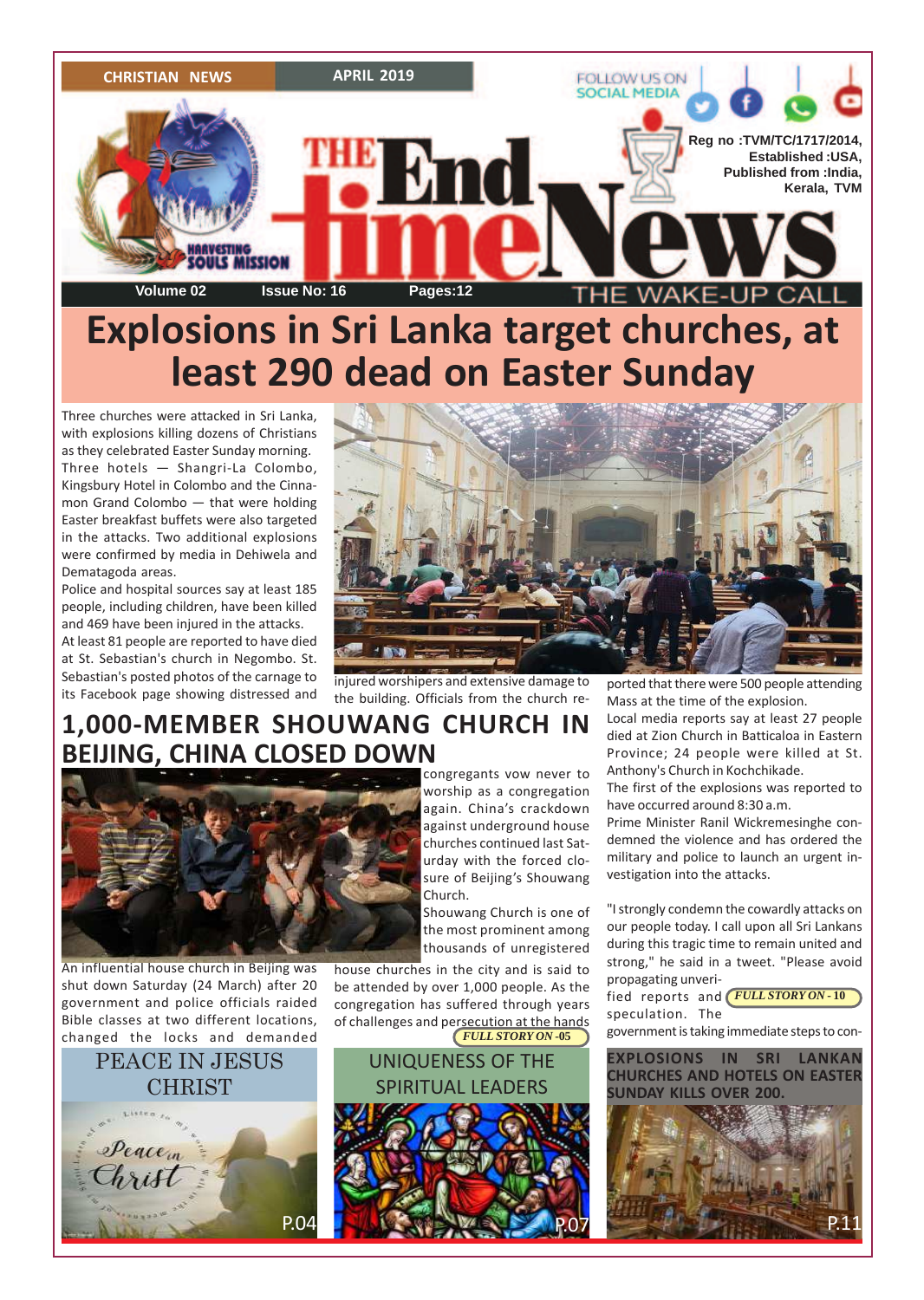CHRISTIAN NEWS | APRIL 2019

FOLLOW US ON SOCIAL MEDIA

# THE End time News

THE WAKE-UP CALL

Reg no :TVM/TC/1717/2014,
Established :USA,
Published from :India,
Kerala, TVM

Volume 02 | Issue No: 16 | Pages:12

# Explosions in Sri Lanka target churches, at least 290 dead on Easter Sunday

Three churches were attacked in Sri Lanka, with explosions killing dozens of Christians as they celebrated Easter Sunday morning. Three hotels — Shangri-La Colombo, Kingsbury Hotel in Colombo and the Cinnamon Grand Colombo — that were holding Easter breakfast buffets were also targeted in the attacks. Two additional explosions were confirmed by media in Dehiwela and Dematagoda areas.

Police and hospital sources say at least 185 people, including children, have been killed and 469 have been injured in the attacks.

At least 81 people are reported to have died at St. Sebastian's church in Negombo. St. Sebastian's posted photos of the carnage to its Facebook page showing distressed and injured worshipers and extensive damage to the building. Officials from the church reported that there were 500 people attending Mass at the time of the explosion.

Local media reports say at least 27 people died at Zion Church in Batticaloa in Eastern Province; 24 people were killed at St. Anthony's Church in Kochchikade.

The first of the explosions was reported to have occurred around 8:30 a.m.

Prime Minister Ranil Wickremesinghe condemned the violence and has ordered the military and police to launch an urgent investigation into the attacks.

"I strongly condemn the cowardly attacks on our people today. I call upon all Sri Lankans during this tragic time to remain united and strong," he said in a tweet. "Please avoid propagating unverified reports and speculation. The government is taking immediate steps to con-

*FULL STORY ON - 10*

## 1,000-MEMBER SHOUWANG CHURCH IN BEIJING, CHINA CLOSED DOWN

An influential house church in Beijing was shut down Saturday (24 March) after 20 government and police officials raided Bible classes at two different locations, changed the locks and demanded congregants vow never to worship as a congregation again. China's crackdown against underground house churches continued last Saturday with the forced closure of Beijing's Shouwang Church.

Shouwang Church is one of the most prominent among thousands of unregistered house churches in the city and is said to be attended by over 1,000 people. As the congregation has suffered through years of challenges and persecution at the hands

*FULL STORY ON -05*

### PEACE IN JESUS CHRIST

P.04

### UNIQUENESS OF THE SPIRITUAL LEADERS

P.07

### EXPLOSIONS IN SRI LANKAN CHURCHES AND HOTELS ON EASTER SUNDAY KILLS OVER 200.

P.11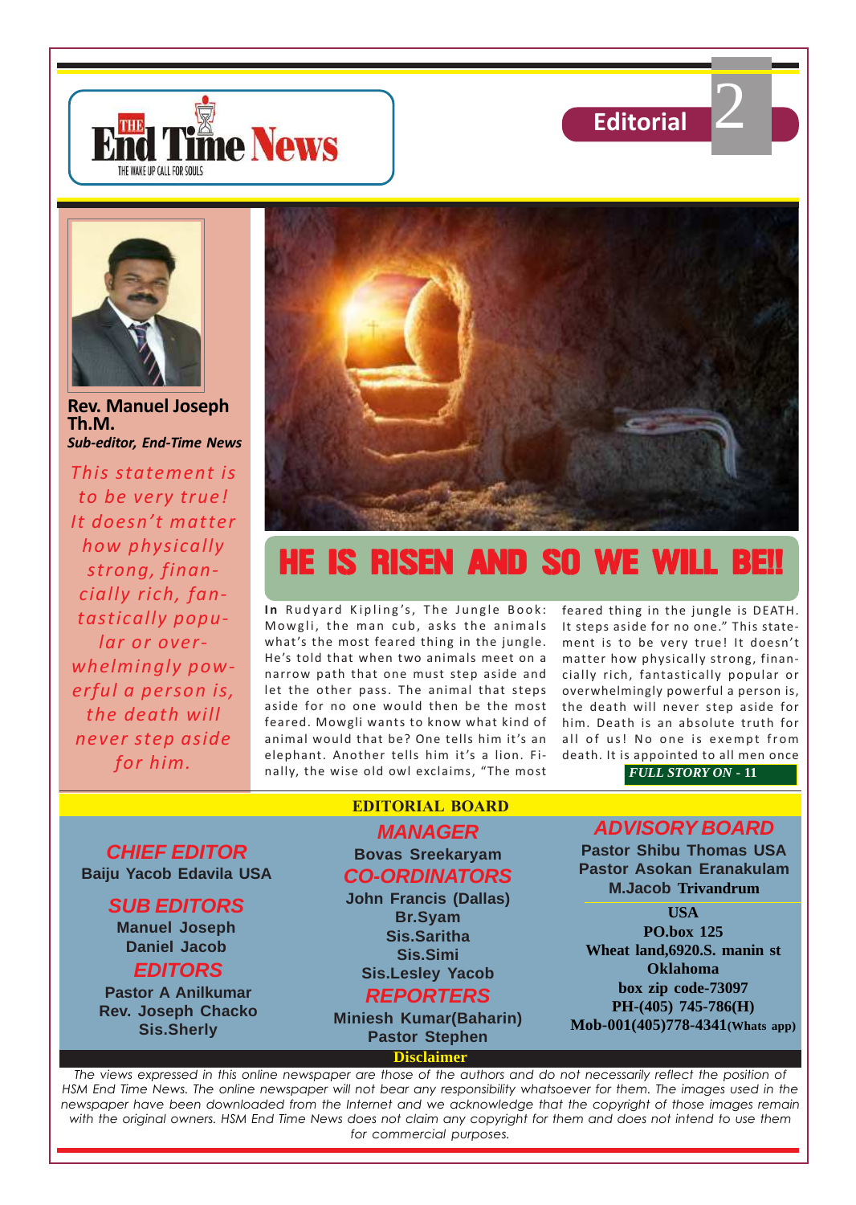# Editorial

**Rev. Manuel Joseph Th.M.**
***Sub-editor, End-Time News***

*This statement is to be very true! It doesn't matter how physically strong, financially rich, fantastically popular or overwhelmingly powerful a person is, the death will never step aside for him.*

## HE IS RISEN AND SO WE WILL BE!!

**In** Rudyard Kipling's, The Jungle Book: Mowgli, the man cub, asks the animals what's the most feared thing in the jungle. He's told that when two animals meet on a narrow path that one must step aside and let the other pass. The animal that steps aside for no one would then be the most feared. Mowgli wants to know what kind of animal would that be? One tells him it's an elephant. Another tells him it's a lion. Finally, the wise old owl exclaims, "The most feared thing in the jungle is DEATH. It steps aside for no one." This statement is to be very true! It doesn't matter how physically strong, financially rich, fantastically popular or overwhelmingly powerful a person is, the death will never step aside for him. Death is an absolute truth for all of us! No one is exempt from death. It is appointed to all men once

***FULL STORY ON - 11***

## EDITORIAL BOARD

**CHIEF EDITOR**
Baiju Yacob Edavila USA

**SUB EDITORS**
Manuel Joseph
Daniel Jacob

**EDITORS**
Pastor A Anilkumar
Rev. Joseph Chacko
Sis.Sherly

**MANAGER**
Bovas Sreekaryam

**CO-ORDINATORS**
John Francis (Dallas)
Br.Syam
Sis.Saritha
Sis.Simi
Sis.Lesley Yacob

**REPORTERS**
Miniesh Kumar(Baharin)
Pastor Stephen

**ADVISORY BOARD**
Pastor Shibu Thomas USA
Pastor Asokan Eranakulam
M.Jacob Trivandrum

**USA**
PO.box 125
Wheat land,6920.S. manin st
Oklahoma
box zip code-73097
PH-(405) 745-786(H)
Mob-001(405)778-4341(Whats app)

**Disclaimer**

*The views expressed in this online newspaper are those of the authors and do not necessarily reflect the position of HSM End Time News. The online newspaper will not bear any responsibility whatsoever for them. The images used in the newspaper have been downloaded from the Internet and we acknowledge that the copyright of those images remain with the original owners. HSM End Time News does not claim any copyright for them and does not intend to use them for commercial purposes.*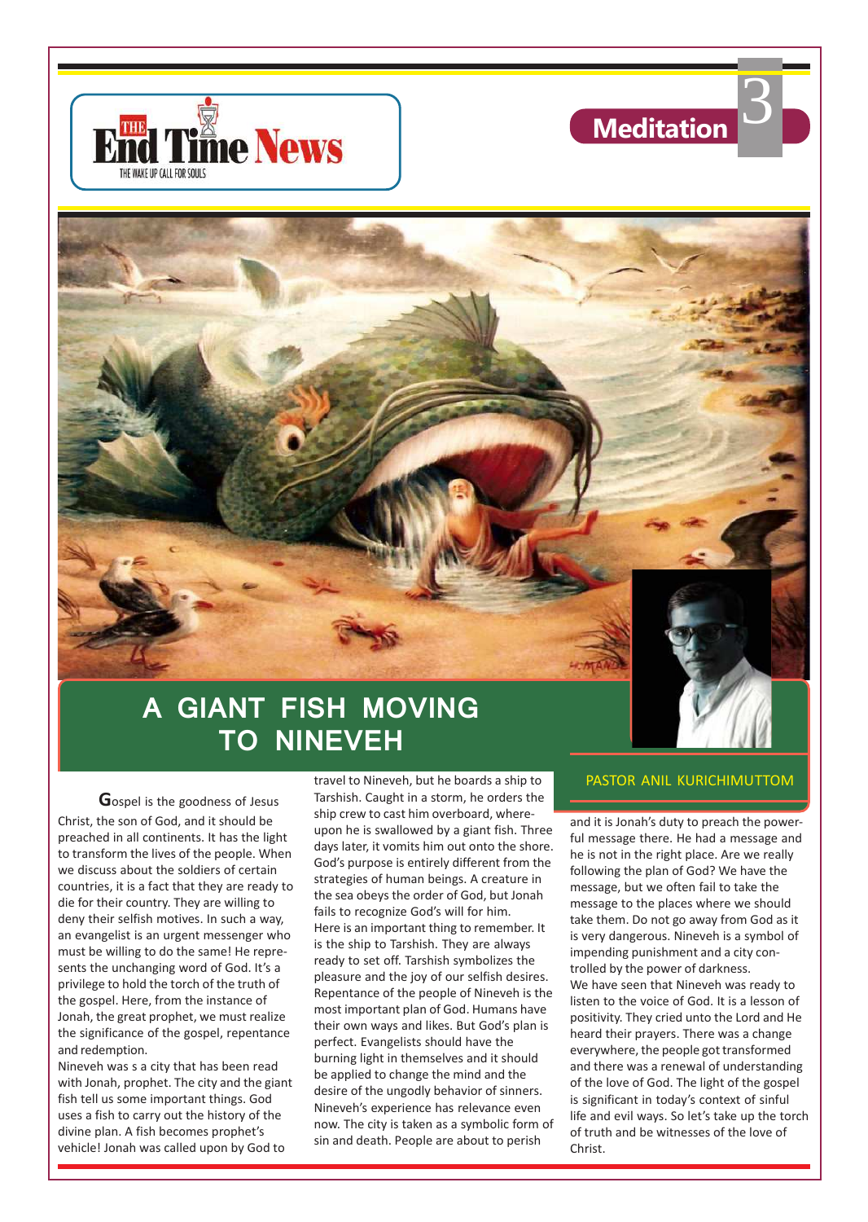# A GIANT FISH MOVING TO NINEVEH

PASTOR ANIL KURICHIMUTTOM

Gospel is the goodness of Jesus Christ, the son of God, and it should be preached in all continents. It has the light to transform the lives of the people. When we discuss about the soldiers of certain countries, it is a fact that they are ready to die for their country. They are willing to deny their selfish motives. In such a way, an evangelist is an urgent messenger who must be willing to do the same! He represents the unchanging word of God. It's a privilege to hold the torch of the truth of the gospel. Here, from the instance of Jonah, the great prophet, we must realize the significance of the gospel, repentance and redemption.

Nineveh was s a city that has been read with Jonah, prophet. The city and the giant fish tell us some important things. God uses a fish to carry out the history of the divine plan. A fish becomes prophet's vehicle! Jonah was called upon by God to travel to Nineveh, but he boards a ship to Tarshish. Caught in a storm, he orders the ship crew to cast him overboard, whereupon he is swallowed by a giant fish. Three days later, it vomits him out onto the shore. God's purpose is entirely different from the strategies of human beings. A creature in the sea obeys the order of God, but Jonah fails to recognize God's will for him.

Here is an important thing to remember. It is the ship to Tarshish. They are always ready to set off. Tarshish symbolizes the pleasure and the joy of our selfish desires. Repentance of the people of Nineveh is the most important plan of God. Humans have their own ways and likes. But God's plan is perfect. Evangelists should have the burning light in themselves and it should be applied to change the mind and the desire of the ungodly behavior of sinners. Nineveh's experience has relevance even now. The city is taken as a symbolic form of sin and death. People are about to perish and it is Jonah's duty to preach the powerful message there. He had a message and he is not in the right place. Are we really following the plan of God? We have the message, but we often fail to take the message to the places where we should take them. Do not go away from God as it is very dangerous. Nineveh is a symbol of impending punishment and a city controlled by the power of darkness.

We have seen that Nineveh was ready to listen to the voice of God. It is a lesson of positivity. They cried unto the Lord and He heard their prayers. There was a change everywhere, the people got transformed and there was a renewal of understanding of the love of God. The light of the gospel is significant in today's context of sinful life and evil ways. So let's take up the torch of truth and be witnesses of the love of Christ.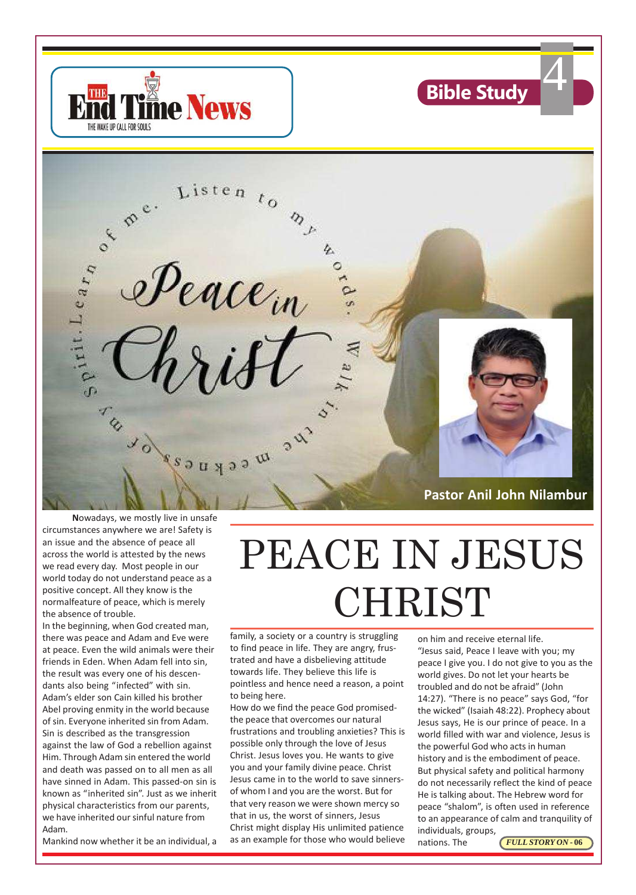# PEACE IN JESUS CHRIST

Pastor Anil John Nilambur

Nowadays, we mostly live in unsafe circumstances anywhere we are! Safety is an issue and the absence of peace all across the world is attested by the news we read every day. Most people in our world today do not understand peace as a positive concept. All they know is the normalfeature of peace, which is merely the absence of trouble.

In the beginning, when God created man, there was peace and Adam and Eve were at peace. Even the wild animals were their friends in Eden. When Adam fell into sin, the result was every one of his descendants also being "infected" with sin. Adam's elder son Cain killed his brother Abel proving enmity in the world because of sin. Everyone inherited sin from Adam. Sin is described as the transgression against the law of God a rebellion against Him. Through Adam sin entered the world and death was passed on to all men as all have sinned in Adam. This passed-on sin is known as "inherited sin". Just as we inherit physical characteristics from our parents, we have inherited our sinful nature from Adam.

Mankind now whether it be an individual, a family, a society or a country is struggling to find peace in life. They are angry, frustrated and have a disbelieving attitude towards life. They believe this life is pointless and hence need a reason, a point to being here.

How do we find the peace God promised- the peace that overcomes our natural frustrations and troubling anxieties? This is possible only through the love of Jesus Christ. Jesus loves you. He wants to give you and your family divine peace. Christ Jesus came in to the world to save sinners- of whom I and you are the worst. But for that very reason we were shown mercy so that in us, the worst of sinners, Jesus Christ might display His unlimited patience as an example for those who would believe on him and receive eternal life.

"Jesus said, Peace I leave with you; my peace I give you. I do not give to you as the world gives. Do not let your hearts be troubled and do not be afraid" (John 14:27). "There is no peace" says God, "for the wicked" (Isaiah 48:22). Prophecy about Jesus says, He is our prince of peace. In a world filled with war and violence, Jesus is the powerful God who acts in human history and is the embodiment of peace. But physical safety and political harmony do not necessarily reflect the kind of peace He is talking about. The Hebrew word for peace "shalom", is often used in reference to an appearance of calm and tranquility of individuals, groups, nations. The

*FULL STORY ON - 06*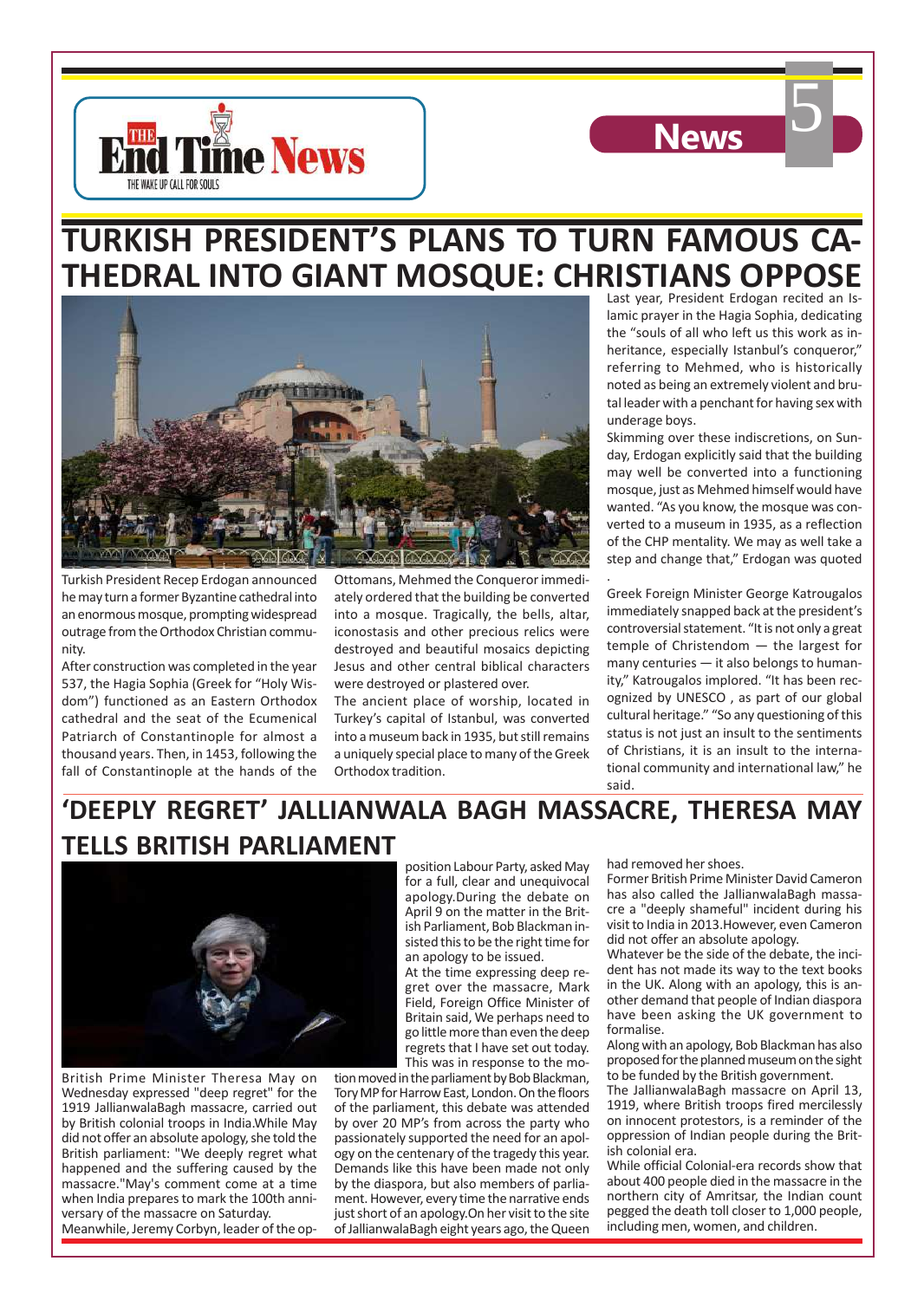# TURKISH PRESIDENT'S PLANS TO TURN FAMOUS CATHEDRAL INTO GIANT MOSQUE: CHRISTIANS OPPOSE

Turkish President Recep Erdogan announced he may turn a former Byzantine cathedral into an enormous mosque, prompting widespread outrage from the Orthodox Christian community.

After construction was completed in the year 537, the Hagia Sophia (Greek for "Holy Wisdom") functioned as an Eastern Orthodox cathedral and the seat of the Ecumenical Patriarch of Constantinople for almost a thousand years. Then, in 1453, following the fall of Constantinople at the hands of the Ottomans, Mehmed the Conqueror immediately ordered that the building be converted into a mosque. Tragically, the bells, altar, iconostasis and other precious relics were destroyed and beautiful mosaics depicting Jesus and other central biblical characters were destroyed or plastered over.

The ancient place of worship, located in Turkey's capital of Istanbul, was converted into a museum back in 1935, but still remains a uniquely special place to many of the Greek Orthodox tradition.

Last year, President Erdogan recited an Islamic prayer in the Hagia Sophia, dedicating the "souls of all who left us this work as inheritance, especially Istanbul's conqueror," referring to Mehmed, who is historically noted as being an extremely violent and brutal leader with a penchant for having sex with underage boys.

Skimming over these indiscretions, on Sunday, Erdogan explicitly said that the building may well be converted into a functioning mosque, just as Mehmed himself would have wanted. "As you know, the mosque was converted to a museum in 1935, as a reflection of the CHP mentality. We may as well take a step and change that," Erdogan was quoted.

Greek Foreign Minister George Katrougalos immediately snapped back at the president's controversial statement. "It is not only a great temple of Christendom — the largest for many centuries — it also belongs to humanity," Katrougalos implored. "It has been recognized by UNESCO , as part of our global cultural heritage." "So any questioning of this status is not just an insult to the sentiments of Christians, it is an insult to the international community and international law," he said.

# 'DEEPLY REGRET' JALLIANWALA BAGH MASSACRE, THERESA MAY TELLS BRITISH PARLIAMENT

British Prime Minister Theresa May on Wednesday expressed "deep regret" for the 1919 JallianwalaBagh massacre, carried out by British colonial troops in India.While May did not offer an absolute apology, she told the British parliament: "We deeply regret what happened and the suffering caused by the massacre."May's comment come at a time when India prepares to mark the 100th anniversary of the massacre on Saturday.

Meanwhile, Jeremy Corbyn, leader of the opposition Labour Party, asked May for a full, clear and unequivocal apology.During the debate on April 9 on the matter in the British Parliament, Bob Blackman insisted this to be the right time for an apology to be issued.

At the time expressing deep regret over the massacre, Mark Field, Foreign Office Minister of Britain said, We perhaps need to go little more than even the deep regrets that I have set out today. This was in response to the motion moved in the parliament by Bob Blackman, Tory MP for Harrow East, London. On the floors of the parliament, this debate was attended by over 20 MP's from across the party who passionately supported the need for an apology on the centenary of the tragedy this year. Demands like this have been made not only by the diaspora, but also members of parliament. However, every time the narrative ends just short of an apology.On her visit to the site of JallianwalaBagh eight years ago, the Queen had removed her shoes.

Former British Prime Minister David Cameron has also called the JallianwalaBagh massacre a "deeply shameful" incident during his visit to India in 2013.However, even Cameron did not offer an absolute apology.

Whatever be the side of the debate, the incident has not made its way to the text books in the UK. Along with an apology, this is another demand that people of Indian diaspora have been asking the UK government to formalise.

Along with an apology, Bob Blackman has also proposed for the planned museum on the sight to be funded by the British government.

The JallianwalaBagh massacre on April 13, 1919, where British troops fired mercilessly on innocent protestors, is a reminder of the oppression of Indian people during the British colonial era.

While official Colonial-era records show that about 400 people died in the massacre in the northern city of Amritsar, the Indian count pegged the death toll closer to 1,000 people, including men, women, and children.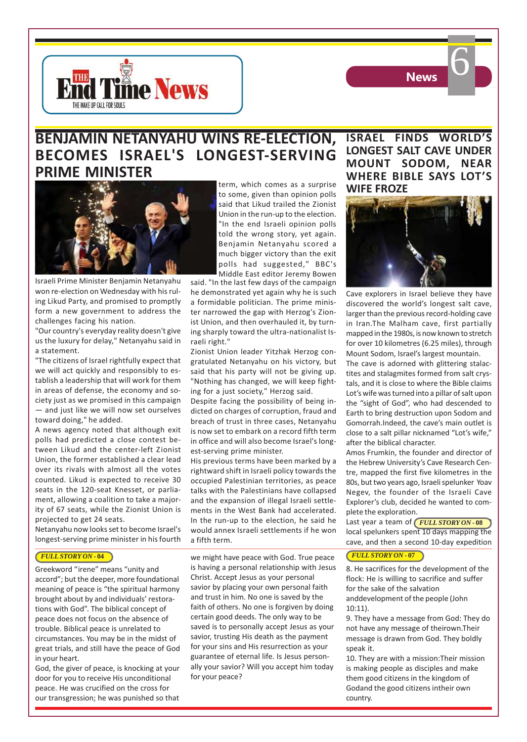## BENJAMIN NETANYAHU WINS RE-ELECTION, BECOMES ISRAEL'S LONGEST-SERVING PRIME MINISTER

Israeli Prime Minister Benjamin Netanyahu won re-election on Wednesday with his ruling Likud Party, and promised to promptly form a new government to address the challenges facing his nation.

"Our country's everyday reality doesn't give us the luxury for delay," Netanyahu said in a statement.

"The citizens of Israel rightfully expect that we will act quickly and responsibly to establish a leadership that will work for them in areas of defense, the economy and society just as we promised in this campaign — and just like we will now set ourselves toward doing," he added.

A news agency noted that although exit polls had predicted a close contest between Likud and the center-left Zionist Union, the former established a clear lead over its rivals with almost all the votes counted. Likud is expected to receive 30 seats in the 120-seat Knesset, or parliament, allowing a coalition to take a majority of 67 seats, while the Zionist Union is projected to get 24 seats.

Netanyahu now looks set to become Israel's longest-serving prime minister in his fourth term, which comes as a surprise to some, given than opinion polls said that Likud trailed the Zionist Union in the run-up to the election. "In the end Israeli opinion polls told the wrong story, yet again. Benjamin Netanyahu scored a much bigger victory than the exit polls had suggested," BBC's Middle East editor Jeremy Bowen said. "In the last few days of the campaign he demonstrated yet again why he is such a formidable politician. The prime minister narrowed the gap with Herzog's Zionist Union, and then overhauled it, by turning sharply toward the ultra-nationalist Israeli right."

Zionist Union leader Yitzhak Herzog congratulated Netanyahu on his victory, but said that his party will not be giving up. "Nothing has changed, we will keep fighting for a just society," Herzog said.

Despite facing the possibility of being indicted on charges of corruption, fraud and breach of trust in three cases, Netanyahu is now set to embark on a record fifth term in office and will also become Israel's longest-serving prime minister.

His previous terms have been marked by a rightward shift in Israeli policy towards the occupied Palestinian territories, as peace talks with the Palestinians have collapsed and the expansion of illegal Israeli settlements in the West Bank had accelerated. In the run-up to the election, he said he would annex Israeli settlements if he won a fifth term.

*FULL STORY ON - 04*

## ISRAEL FINDS WORLD'S LONGEST SALT CAVE UNDER MOUNT SODOM, NEAR WHERE BIBLE SAYS LOT'S WIFE FROZE

Cave explorers in Israel believe they have discovered the world's longest salt cave, larger than the previous record-holding cave in Iran.The Malham cave, first partially mapped in the 1980s, is now known to stretch for over 10 kilometres (6.25 miles), through Mount Sodom, Israel's largest mountain.

The cave is adorned with glittering stalactites and stalagmites formed from salt crystals, and it is close to where the Bible claims Lot's wife was turned into a pillar of salt upon the "sight of God", who had descended to Earth to bring destruction upon Sodom and Gomorrah.Indeed, the cave's main outlet is close to a salt pillar nicknamed "Lot's wife," after the biblical character.

Amos Frumkin, the founder and director of the Hebrew University's Cave Research Centre, mapped the first five kilometres in the 80s, but two years ago, Israeli spelunker Yoav Negev, the founder of the Israeli Cave Explorer's club, decided he wanted to complete the exploration.

Last year a team of local spelunkers spent 10 days mapping the cave, and then a second 10-day expedition

*FULL STORY ON - 08*

Greekword "irene" means "unity and accord"; but the deeper, more foundational meaning of peace is "the spiritual harmony brought about by and individuals' restorations with God". The biblical concept of peace does not focus on the absence of trouble. Biblical peace is unrelated to circumstances. You may be in the midst of great trials, and still have the peace of God in your heart.

God, the giver of peace, is knocking at your door for you to receive His unconditional peace. He was crucified on the cross for our transgression; he was punished so that we might have peace with God. True peace is having a personal relationship with Jesus Christ. Accept Jesus as your personal savior by placing your own personal faith and trust in him. No one is saved by the faith of others. No one is forgiven by doing certain good deeds. The only way to be saved is to personally accept Jesus as your savior, trusting His death as the payment for your sins and His resurrection as your guarantee of eternal life. Is Jesus personally your savior? Will you accept him today for your peace?

*FULL STORY ON - 07*

8. He sacrifices for the development of the flock: He is willing to sacrifice and suffer for the sake of the salvation anddevelopment of the people (John 10:11).

9. They have a message from God: They do not have any message of theirown.Their message is drawn from God. They boldly speak it.

10. They are with a mission:Their mission is making people as disciples and make them good citizens in the kingdom of Godand the good citizens intheir own country.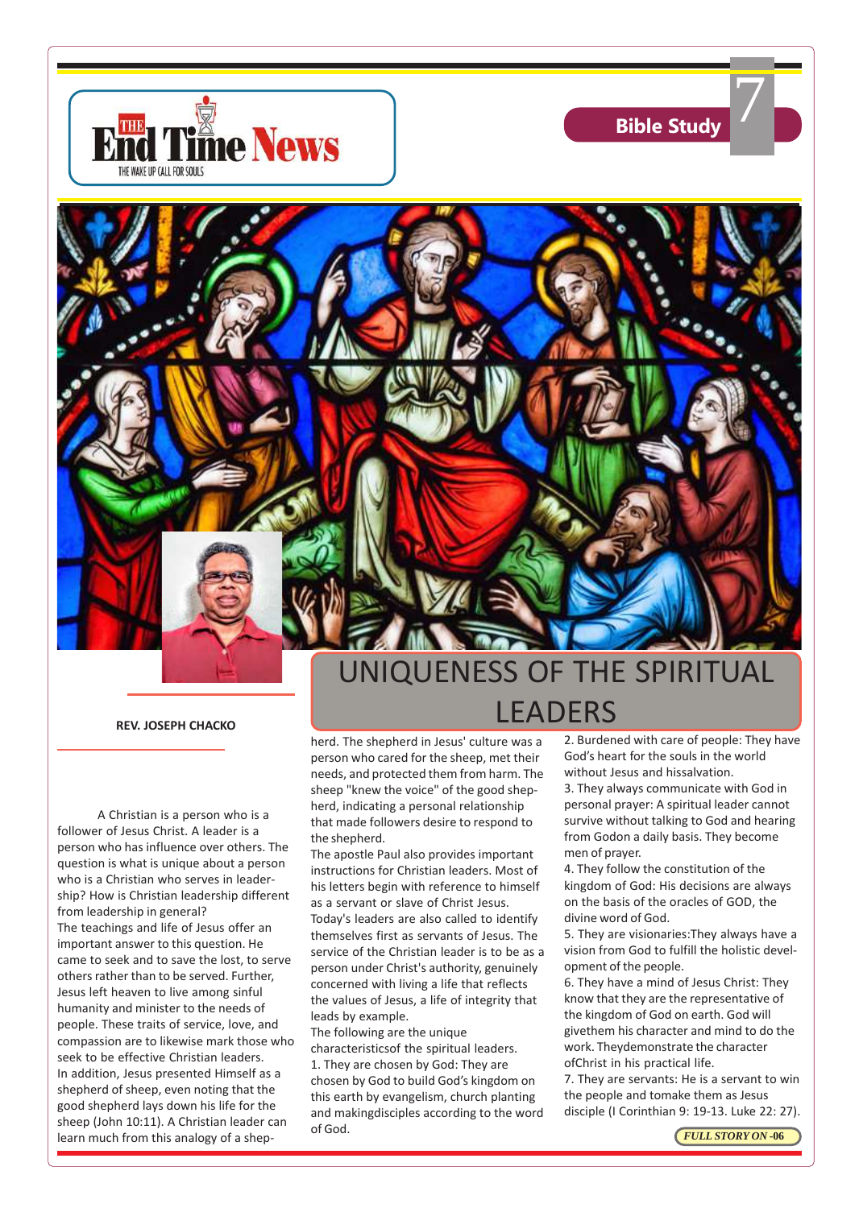# UNIQUENESS OF THE SPIRITUAL LEADERS

**REV. JOSEPH CHACKO**

A Christian is a person who is a follower of Jesus Christ. A leader is a person who has influence over others. The question is what is unique about a person who is a Christian who serves in leadership? How is Christian leadership different from leadership in general?

The teachings and life of Jesus offer an important answer to this question. He came to seek and to save the lost, to serve others rather than to be served. Further, Jesus left heaven to live among sinful humanity and minister to the needs of people. These traits of service, love, and compassion are to likewise mark those who seek to be effective Christian leaders.

In addition, Jesus presented Himself as a shepherd of sheep, even noting that the good shepherd lays down his life for the sheep (John 10:11). A Christian leader can learn much from this analogy of a shepherd. The shepherd in Jesus' culture was a person who cared for the sheep, met their needs, and protected them from harm. The sheep "knew the voice" of the good shepherd, indicating a personal relationship that made followers desire to respond to the shepherd.

The apostle Paul also provides important instructions for Christian leaders. Most of his letters begin with reference to himself as a servant or slave of Christ Jesus. Today's leaders are also called to identify themselves first as servants of Jesus. The service of the Christian leader is to be as a person under Christ's authority, genuinely concerned with living a life that reflects the values of Jesus, a life of integrity that leads by example.

The following are the unique characteristicsof the spiritual leaders.

1. They are chosen by God: They are chosen by God to build God's kingdom on this earth by evangelism, church planting and makingdisciples according to the word of God.
2. Burdened with care of people: They have God's heart for the souls in the world without Jesus and hissalvation.
3. They always communicate with God in personal prayer: A spiritual leader cannot survive without talking to God and hearing from Godon a daily basis. They become men of prayer.
4. They follow the constitution of the kingdom of God: His decisions are always on the basis of the oracles of GOD, the divine word of God.
5. They are visionaries:They always have a vision from God to fulfill the holistic development of the people.
6. They have a mind of Jesus Christ: They know that they are the representative of the kingdom of God on earth. God will givethem his character and mind to do the work. Theydemonstrate the character ofChrist in his practical life.
7. They are servants: He is a servant to win the people and tomake them as Jesus disciple (I Corinthian 9: 19-13. Luke 22: 27).

*FULL STORY ON -06*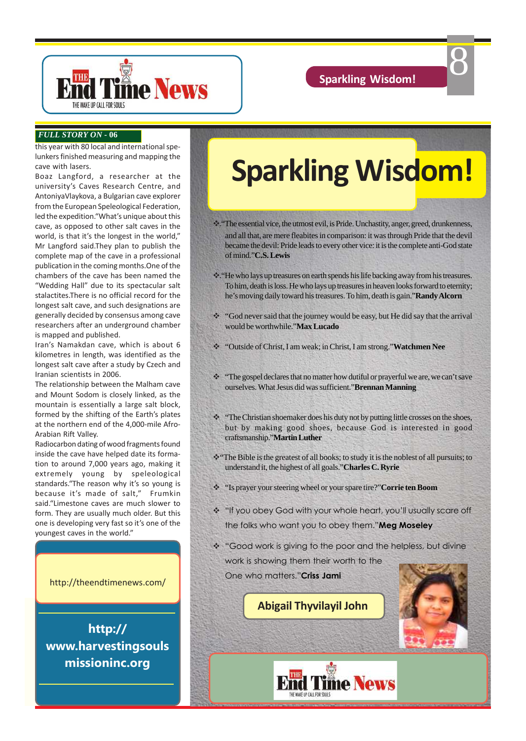**FULL STORY ON - 06**

this year with 80 local and international spelunkers finished measuring and mapping the cave with lasers.

Boaz Langford, a researcher at the university's Caves Research Centre, and AntoniyaVlaykova, a Bulgarian cave explorer from the European Speleological Federation, led the expedition."What's unique about this cave, as opposed to other salt caves in the world, is that it's the longest in the world," Mr Langford said.They plan to publish the complete map of the cave in a professional publication in the coming months.One of the chambers of the cave has been named the "Wedding Hall" due to its spectacular salt stalactites.There is no official record for the longest salt cave, and such designations are generally decided by consensus among cave researchers after an underground chamber is mapped and published.

Iran's Namakdan cave, which is about 6 kilometres in length, was identified as the longest salt cave after a study by Czech and Iranian scientists in 2006.

The relationship between the Malham cave and Mount Sodom is closely linked, as the mountain is essentially a large salt block, formed by the shifting of the Earth's plates at the northern end of the 4,000-mile Afro-Arabian Rift Valley.

Radiocarbon dating of wood fragments found inside the cave have helped date its formation to around 7,000 years ago, making it extremely young by speleological standards."The reason why it's so young is because it's made of salt," Frumkin said."Limestone caves are much slower to form. They are usually much older. But this one is developing very fast so it's one of the youngest caves in the world."

http://theendtimenews.com/

**http://www.harvestingsoulsmissioninc.org**

# Sparkling Wisdom!

- "The essential vice, the utmost evil, is Pride. Unchastity, anger, greed, drunkenness, and all that, are mere fleabites in comparison: it was through Pride that the devil became the devil: Pride leads to every other vice: it is the complete anti-God state of mind."**C.S. Lewis**
- "He who lays up treasures on earth spends his life backing away from his treasures. To him, death is loss. He who lays up treasures in heaven looks forward to eternity; he's moving daily toward his treasures. To him, death is gain."**Randy Alcorn**
- "God never said that the journey would be easy, but He did say that the arrival would be worthwhile."**Max Lucado**
- "Outside of Christ, I am weak; in Christ, I am strong."**Watchmen Nee**
- "The gospel declares that no matter how dutiful or prayerful we are, we can't save ourselves. What Jesus did was sufficient."**Brennan Manning**
- "The Christian shoemaker does his duty not by putting little crosses on the shoes, but by making good shoes, because God is interested in good craftsmanship."**Martin Luther**
- "The Bible is the greatest of all books; to study it is the noblest of all pursuits; to understand it, the highest of all goals."**Charles C. Ryrie**
- "Is prayer your steering wheel or your spare tire?"**Corrie ten Boom**
- "If you obey God with your whole heart, you'll usually scare off the folks who want you to obey them."**Meg Moseley**
- "Good work is giving to the poor and the helpless, but divine work is showing them their worth to the One who matters."**Criss Jami**

**Abigail Thyvilayil John**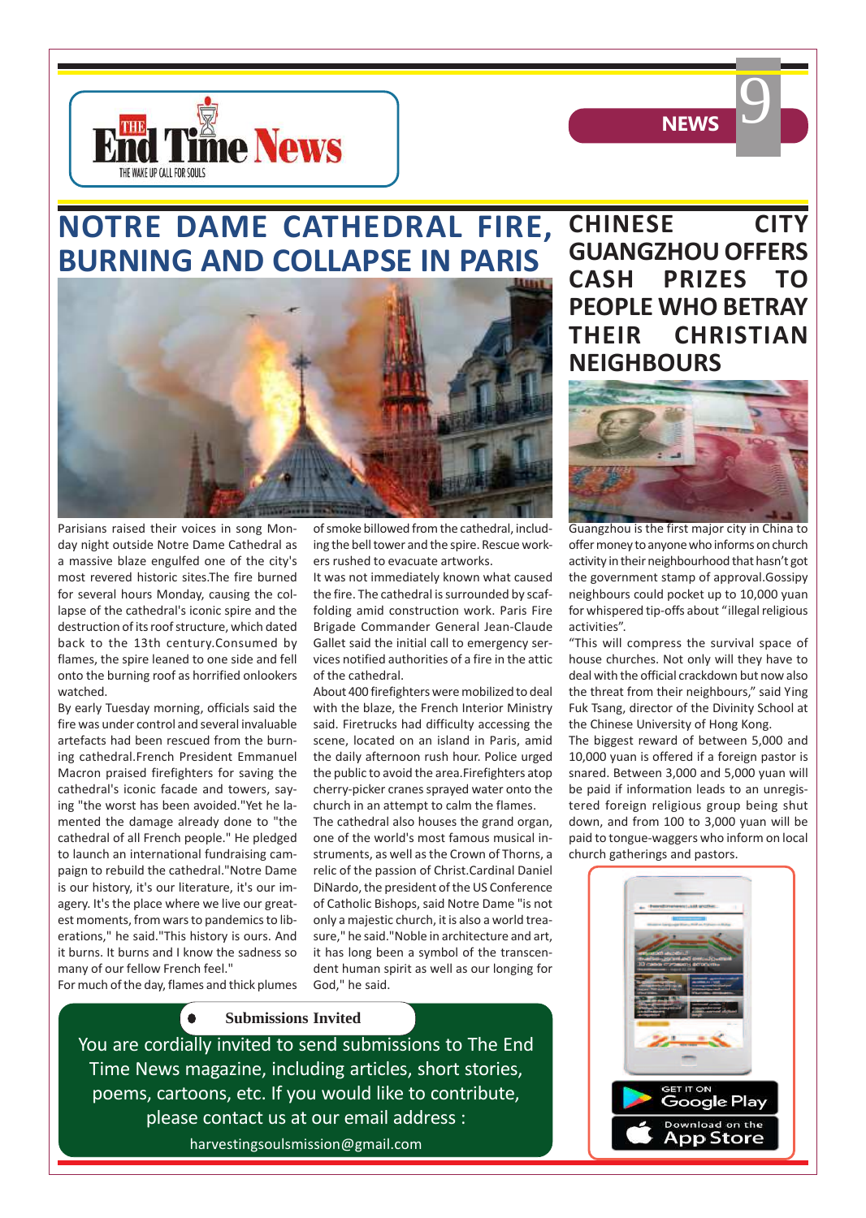# NOTRE DAME CATHEDRAL FIRE, BURNING AND COLLAPSE IN PARIS

Parisians raised their voices in song Monday night outside Notre Dame Cathedral as a massive blaze engulfed one of the city's most revered historic sites.The fire burned for several hours Monday, causing the collapse of the cathedral's iconic spire and the destruction of its roof structure, which dated back to the 13th century.Consumed by flames, the spire leaned to one side and fell onto the burning roof as horrified onlookers watched.

By early Tuesday morning, officials said the fire was under control and several invaluable artefacts had been rescued from the burning cathedral.French President Emmanuel Macron praised firefighters for saving the cathedral's iconic facade and towers, saying "the worst has been avoided."Yet he lamented the damage already done to "the cathedral of all French people." He pledged to launch an international fundraising campaign to rebuild the cathedral."Notre Dame is our history, it's our literature, it's our imagery. It's the place where we live our greatest moments, from wars to pandemics to liberations," he said."This history is ours. And it burns. It burns and I know the sadness so many of our fellow French feel."

For much of the day, flames and thick plumes of smoke billowed from the cathedral, including the bell tower and the spire. Rescue workers rushed to evacuate artworks.

It was not immediately known what caused the fire. The cathedral is surrounded by scaffolding amid construction work. Paris Fire Brigade Commander General Jean-Claude Gallet said the initial call to emergency services notified authorities of a fire in the attic of the cathedral.

About 400 firefighters were mobilized to deal with the blaze, the French Interior Ministry said. Firetrucks had difficulty accessing the scene, located on an island in Paris, amid the daily afternoon rush hour. Police urged the public to avoid the area.Firefighters atop cherry-picker cranes sprayed water onto the church in an attempt to calm the flames.

The cathedral also houses the grand organ, one of the world's most famous musical instruments, as well as the Crown of Thorns, a relic of the passion of Christ.Cardinal Daniel DiNardo, the president of the US Conference of Catholic Bishops, said Notre Dame "is not only a majestic church, it is also a world treasure," he said."Noble in architecture and art, it has long been a symbol of the transcendent human spirit as well as our longing for God," he said.

# CHINESE CITY GUANGZHOU OFFERS CASH PRIZES TO PEOPLE WHO BETRAY THEIR CHRISTIAN NEIGHBOURS

Guangzhou is the first major city in China to offer money to anyone who informs on church activity in their neighbourhood that hasn't got the government stamp of approval.Gossipy neighbours could pocket up to 10,000 yuan for whispered tip-offs about "illegal religious activities".

"This will compress the survival space of house churches. Not only will they have to deal with the official crackdown but now also the threat from their neighbours," said Ying Fuk Tsang, director of the Divinity School at the Chinese University of Hong Kong.

The biggest reward of between 5,000 and 10,000 yuan is offered if a foreign pastor is snared. Between 3,000 and 5,000 yuan will be paid if information leads to an unregistered foreign religious group being shut down, and from 100 to 3,000 yuan will be paid to tongue-waggers who inform on local church gatherings and pastors.

**Submissions Invited**

You are cordially invited to send submissions to The End Time News magazine, including articles, short stories, poems, cartoons, etc. If you would like to contribute, please contact us at our email address :

harvestingsoulsmission@gmail.com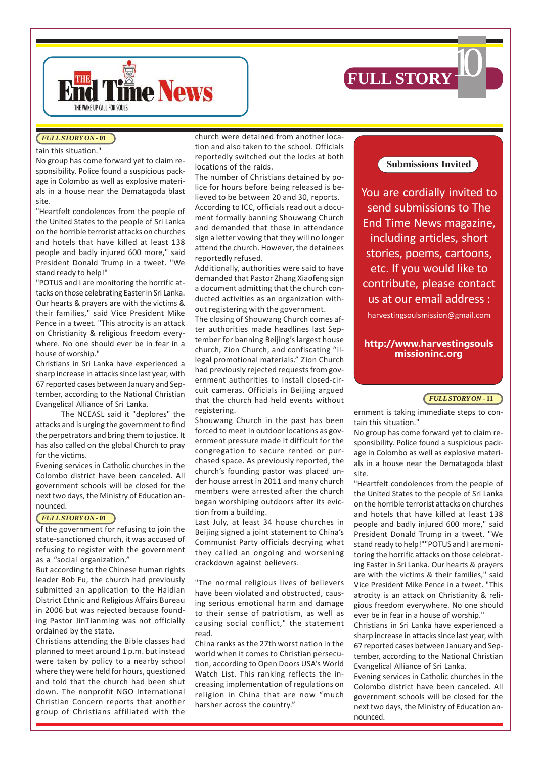# FULL STORY

*FULL STORY ON - 01*

tain this situation."

No group has come forward yet to claim responsibility. Police found a suspicious package in Colombo as well as explosive materials in a house near the Dematagoda blast site.

"Heartfelt condolences from the people of the United States to the people of Sri Lanka on the horrible terrorist attacks on churches and hotels that have killed at least 138 people and badly injured 600 more," said President Donald Trump in a tweet. "We stand ready to help!"

"POTUS and I are monitoring the horrific attacks on those celebrating Easter in Sri Lanka. Our hearts & prayers are with the victims & their families," said Vice President Mike Pence in a tweet. "This atrocity is an attack on Christianity & religious freedom everywhere. No one should ever be in fear in a house of worship."

Christians in Sri Lanka have experienced a sharp increase in attacks since last year, with 67 reported cases between January and September, according to the National Christian Evangelical Alliance of Sri Lanka.

The NCEASL said it "deplores" the attacks and is urging the government to find the perpetrators and bring them to justice. It has also called on the global Church to pray for the victims.

Evening services in Catholic churches in the Colombo district have been canceled. All government schools will be closed for the next two days, the Ministry of Education announced.

*FULL STORY ON - 01*

of the government for refusing to join the state-sanctioned church, it was accused of refusing to register with the government as a "social organization."

But according to the Chinese human rights leader Bob Fu, the church had previously submitted an application to the Haidian District Ethnic and Religious Affairs Bureau in 2006 but was rejected because founding Pastor JinTianming was not officially ordained by the state.

Christians attending the Bible classes had planned to meet around 1 p.m. but instead were taken by policy to a nearby school where they were held for hours, questioned and told that the church had been shut down. The nonprofit NGO International Christian Concern reports that another group of Christians affiliated with the church were detained from another location and also taken to the school. Officials reportedly switched out the locks at both locations of the raids.

The number of Christians detained by police for hours before being released is believed to be between 20 and 30, reports.

According to ICC, officials read out a document formally banning Shouwang Church and demanded that those in attendance sign a letter vowing that they will no longer attend the church. However, the detainees reportedly refused.

Additionally, authorities were said to have demanded that Pastor Zhang Xiaofeng sign a document admitting that the church conducted activities as an organization without registering with the government.

The closing of Shouwang Church comes after authorities made headlines last September for banning Beijing's largest house church, Zion Church, and confiscating "illegal promotional materials." Zion Church had previously rejected requests from government authorities to install closed-circuit cameras. Officials in Beijing argued that the church had held events without registering.

Shouwang Church in the past has been forced to meet in outdoor locations as government pressure made it difficult for the congregation to secure rented or purchased space. As previously reported, the church's founding pastor was placed under house arrest in 2011 and many church members were arrested after the church began worshiping outdoors after its eviction from a building.

Last July, at least 34 house churches in Beijing signed a joint statement to China's Communist Party officials decrying what they called an ongoing and worsening crackdown against believers.

"The normal religious lives of believers have been violated and obstructed, causing serious emotional harm and damage to their sense of patriotism, as well as causing social conflict," the statement read.

China ranks as the 27th worst nation in the world when it comes to Christian persecution, according to Open Doors USA's World Watch List. This ranking reflects the increasing implementation of regulations on religion in China that are now "much harsher across the country."

**Submissions Invited**

You are cordially invited to send submissions to The End Time News magazine, including articles, short stories, poems, cartoons, etc. If you would like to contribute, please contact us at our email address :

harvestingsoulsmission@gmail.com

**http://www.harvestingsoulsmissioninc.org**

*FULL STORY ON - 11*

ernment is taking immediate steps to contain this situation."

No group has come forward yet to claim responsibility. Police found a suspicious package in Colombo as well as explosive materials in a house near the Dematagoda blast site.

"Heartfelt condolences from the people of the United States to the people of Sri Lanka on the horrible terrorist attacks on churches and hotels that have killed at least 138 people and badly injured 600 more," said President Donald Trump in a tweet. "We stand ready to help!""POTUS and I are monitoring the horrific attacks on those celebrating Easter in Sri Lanka. Our hearts & prayers are with the victims & their families," said Vice President Mike Pence in a tweet. "This atrocity is an attack on Christianity & religious freedom everywhere. No one should ever be in fear in a house of worship."

Christians in Sri Lanka have experienced a sharp increase in attacks since last year, with 67 reported cases between January and September, according to the National Christian Evangelical Alliance of Sri Lanka.

Evening services in Catholic churches in the Colombo district have been canceled. All government schools will be closed for the next two days, the Ministry of Education announced.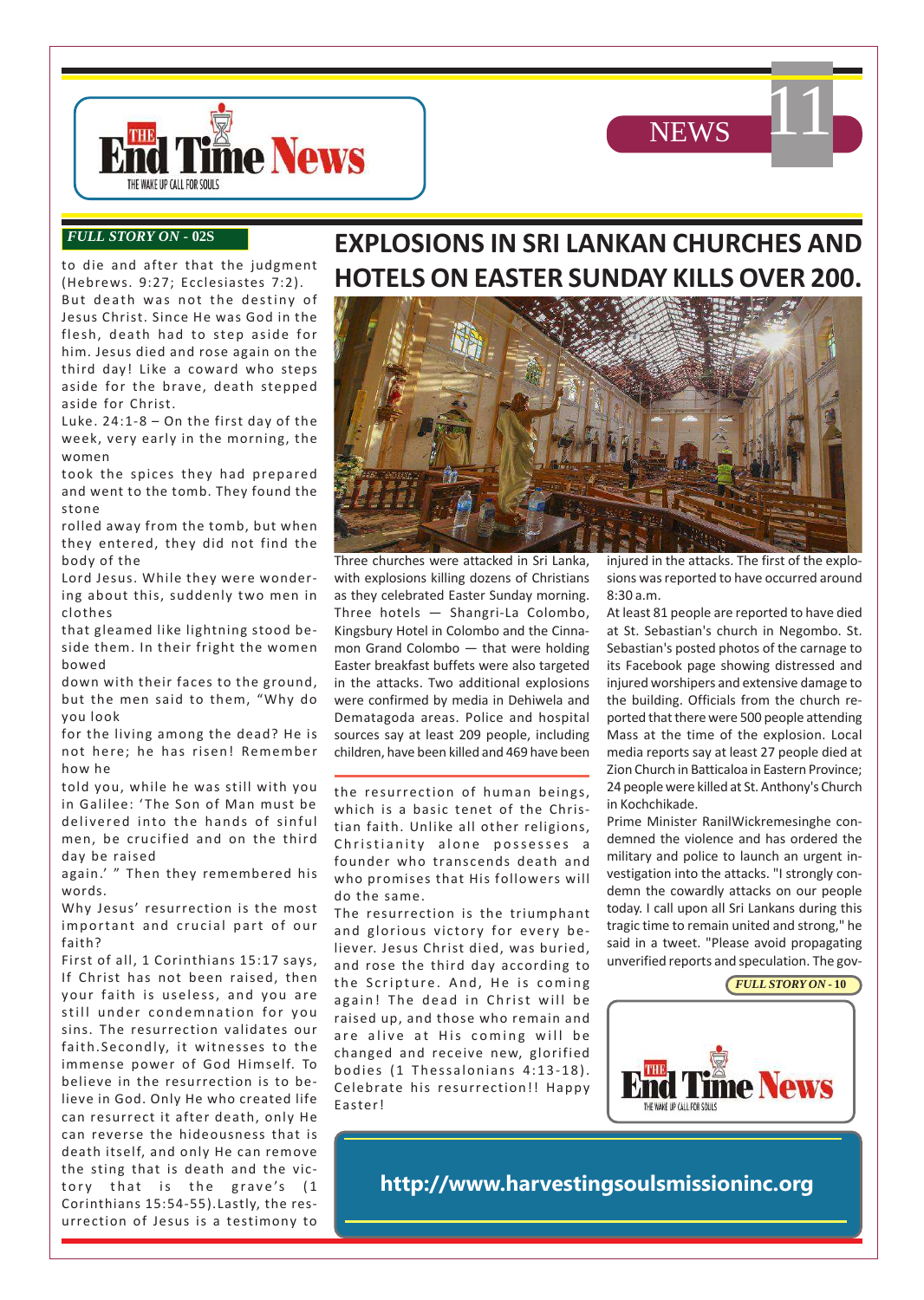*FULL STORY ON - 02S*

to die and after that the judgment (Hebrews. 9:27; Ecclesiastes 7:2). But death was not the destiny of Jesus Christ. Since He was God in the flesh, death had to step aside for him. Jesus died and rose again on the third day! Like a coward who steps aside for the brave, death stepped aside for Christ.

Luke. 24:1-8 – On the first day of the week, very early in the morning, the women took the spices they had prepared and went to the tomb. They found the stone rolled away from the tomb, but when they entered, they did not find the body of the Lord Jesus. While they were wondering about this, suddenly two men in clothes that gleamed like lightning stood beside them. In their fright the women bowed down with their faces to the ground, but the men said to them, "Why do you look for the living among the dead? He is not here; he has risen! Remember how he told you, while he was still with you in Galilee: 'The Son of Man must be delivered into the hands of sinful men, be crucified and on the third day be raised again.' " Then they remembered his words.

Why Jesus' resurrection is the most important and crucial part of our faith?

First of all, 1 Corinthians 15:17 says, If Christ has not been raised, then your faith is useless, and you are still under condemnation for you sins. The resurrection validates our faith.Secondly, it witnesses to the immense power of God Himself. To believe in the resurrection is to believe in God. Only He who created life can resurrect it after death, only He can reverse the hideousness that is death itself, and only He can remove the sting that is death and the victory that is the grave's (1 Corinthians 15:54-55).Lastly, the resurrection of Jesus is a testimony to the resurrection of human beings, which is a basic tenet of the Christian faith. Unlike all other religions, Christianity alone possesses a founder who transcends death and who promises that His followers will do the same.

The resurrection is the triumphant and glorious victory for every believer. Jesus Christ died, was buried, and rose the third day according to the Scripture. And, He is coming again! The dead in Christ will be raised up, and those who remain and are alive at His coming will be changed and receive new, glorified bodies (1 Thessalonians 4:13-18). Celebrate his resurrection!! Happy Easter!

# EXPLOSIONS IN SRI LANKAN CHURCHES AND HOTELS ON EASTER SUNDAY KILLS OVER 200.

Three churches were attacked in Sri Lanka, with explosions killing dozens of Christians as they celebrated Easter Sunday morning. Three hotels — Shangri-La Colombo, Kingsbury Hotel in Colombo and the Cinnamon Grand Colombo — that were holding Easter breakfast buffets were also targeted in the attacks. Two additional explosions were confirmed by media in Dehiwela and Dematagoda areas. Police and hospital sources say at least 209 people, including children, have been killed and 469 have been injured in the attacks. The first of the explosions was reported to have occurred around 8:30 a.m.

At least 81 people are reported to have died at St. Sebastian's church in Negombo. St. Sebastian's posted photos of the carnage to its Facebook page showing distressed and injured worshipers and extensive damage to the building. Officials from the church reported that there were 500 people attending Mass at the time of the explosion. Local media reports say at least 27 people died at Zion Church in Batticaloa in Eastern Province; 24 people were killed at St. Anthony's Church in Kochchikade.

Prime Minister RanilWickremesinghe condemned the violence and has ordered the military and police to launch an urgent investigation into the attacks. "I strongly condemn the cowardly attacks on our people today. I call upon all Sri Lankans during this tragic time to remain united and strong," he said in a tweet. "Please avoid propagating unverified reports and speculation. The gov-

*FULL STORY ON - 10*

**The End Time News** — THE WAKE UP CALL FOR SOULS

**http://www.harvestingsoulsmissioninc.org**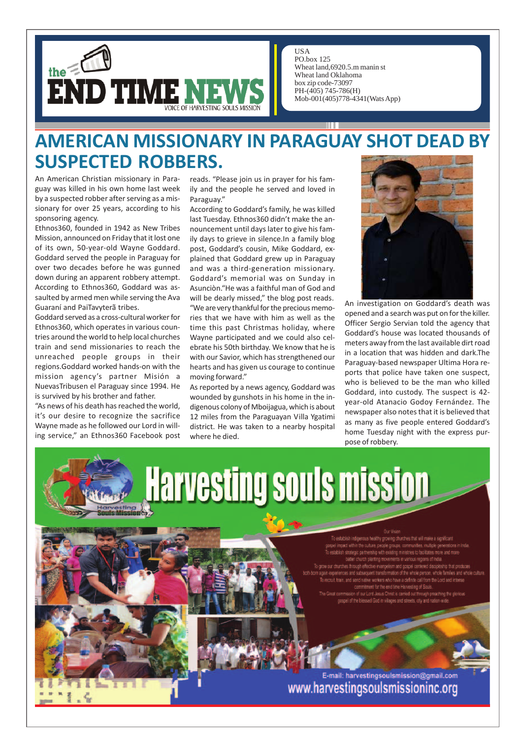# the END TIME NEWS

VOICE OF HARVESTING SOULS MISSION

USA
PO.box 125
Wheat land,6920.5.m manin st
Wheat land Oklahoma
box zip code-73097
PH-(405) 745-786(H)
Mob-001(405)778-4341(Wats App)

# AMERICAN MISSIONARY IN PARAGUAY SHOT DEAD BY SUSPECTED ROBBERS.

An American Christian missionary in Paraguay was killed in his own home last week by a suspected robber after serving as a missionary for over 25 years, according to his sponsoring agency.

Ethnos360, founded in 1942 as New Tribes Mission, announced on Friday that it lost one of its own, 50-year-old Wayne Goddard. Goddard served the people in Paraguay for over two decades before he was gunned down during an apparent robbery attempt. According to Ethnos360, Goddard was assaulted by armed men while serving the Ava Guaraní and PaiTavyterã tribes.

Goddard served as a cross-cultural worker for Ethnos360, which operates in various countries around the world to help local churches train and send missionaries to reach the unreached people groups in their regions.Goddard worked hands-on with the mission agency's partner Misión a NuevasTribusen el Paraguay since 1994. He is survived by his brother and father.

"As news of his death has reached the world, it's our desire to recognize the sacrifice Wayne made as he followed our Lord in willing service," an Ethnos360 Facebook post reads. "Please join us in prayer for his family and the people he served and loved in Paraguay."

According to Goddard's family, he was killed last Tuesday. Ethnos360 didn't make the announcement until days later to give his family days to grieve in silence.In a family blog post, Goddard's cousin, Mike Goddard, explained that Goddard grew up in Paraguay and was a third-generation missionary. Goddard's memorial was on Sunday in Asunciòn."He was a faithful man of God and will be dearly missed," the blog post reads.

"We are very thankful for the precious memories that we have with him as well as the time this past Christmas holiday, where Wayne participated and we could also celebrate his 50th birthday. We know that he is with our Savior, which has strengthened our hearts and has given us courage to continue moving forward."

As reported by a news agency, Goddard was wounded by gunshots in his home in the indigenous colony of Mboijagua, which is about 12 miles from the Paraguayan Villa Ygatimi district. He was taken to a nearby hospital where he died.

An investigation on Goddard's death was opened and a search was put on for the killer. Officer Sergio Servian told the agency that Goddard's house was located thousands of meters away from the last available dirt road in a location that was hidden and dark.The Paraguay-based newspaper Ultima Hora reports that police have taken one suspect, who is believed to be the man who killed Goddard, into custody. The suspect is 42-year-old Atanacio Godoy Fernández. The newspaper also notes that it is believed that as many as five people entered Goddard's home Tuesday night with the express purpose of robbery.

# Harvesting souls mission

Our Vision

To establish indigenous healthy growing churches that will make a significant gospel impact within the culture, people groups, communities, multiple generations in India.
To establish strategic partnership with existing ministries to facilitates more and more better church planting movements in various regions of India.
To grow our churches through effective evangelism and gospel centered discipleship that produces both born again experiences and subsequent transformation of the whole person, whole families and whole culture.
To recruit, train, and send native workers who have a definite call from the Lord and intense commitment for the end time Harvesting of Souls.
The Great commission of our Lord Jesus Christ is carried out through preaching the glorious gospel of the blessed God in villages and streets, city and nation-wide.

E-mail: harvestingsoulsmission@gmail.com
www.harvestingsoulsmissioninc.org